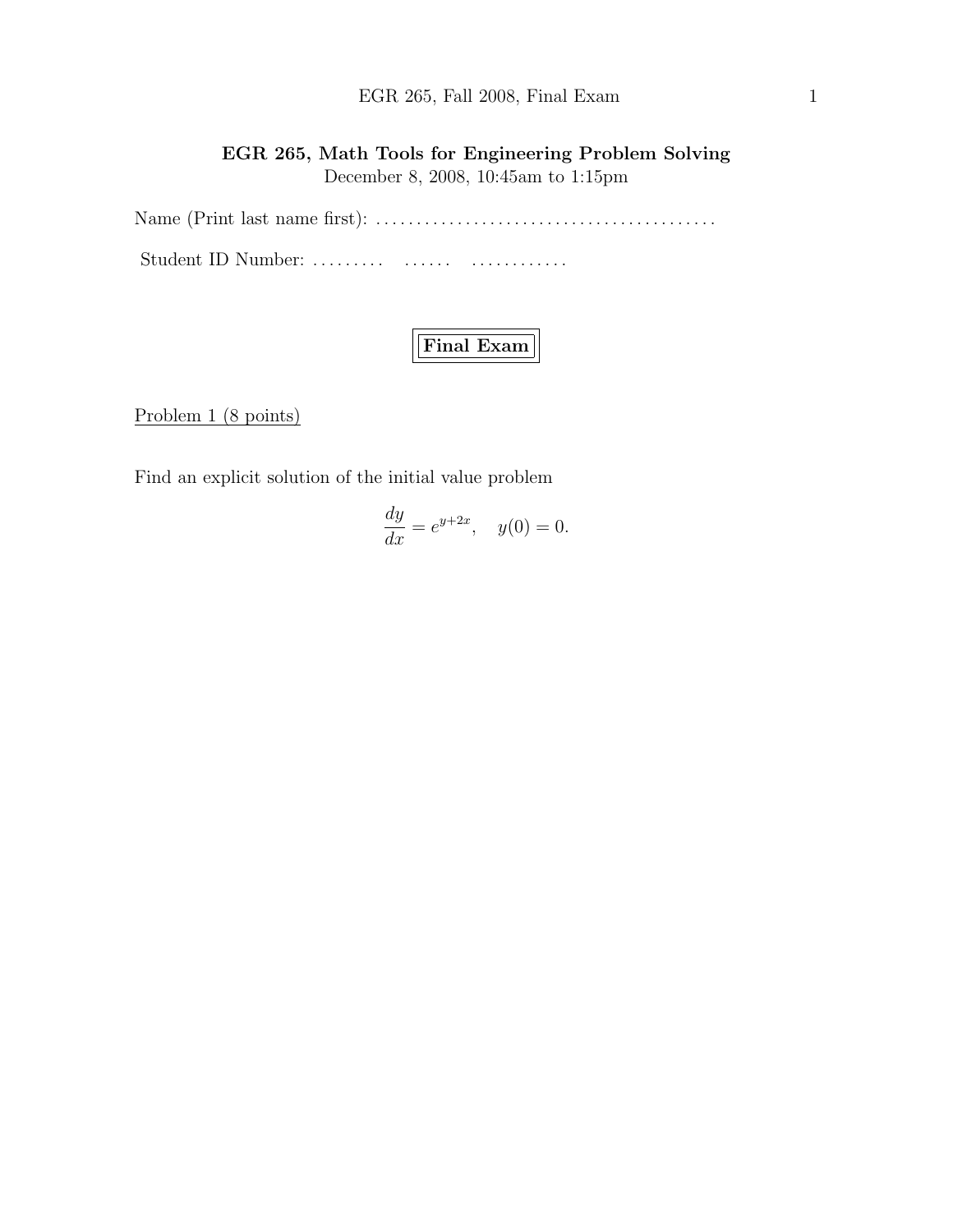## EGR 265, Math Tools for Engineering Problem Solving

December 8, 2008, 10:45am to 1:15pm

Name (Print last name first): ..........................................

Student ID Number: ......... ...... ............

**Final Exam**

Problem 1 (8 points)

Find an explicit solution of the initial value problem

$$\frac{dy}{dx} = e^{y+2x}, \quad y(0) = 0.$$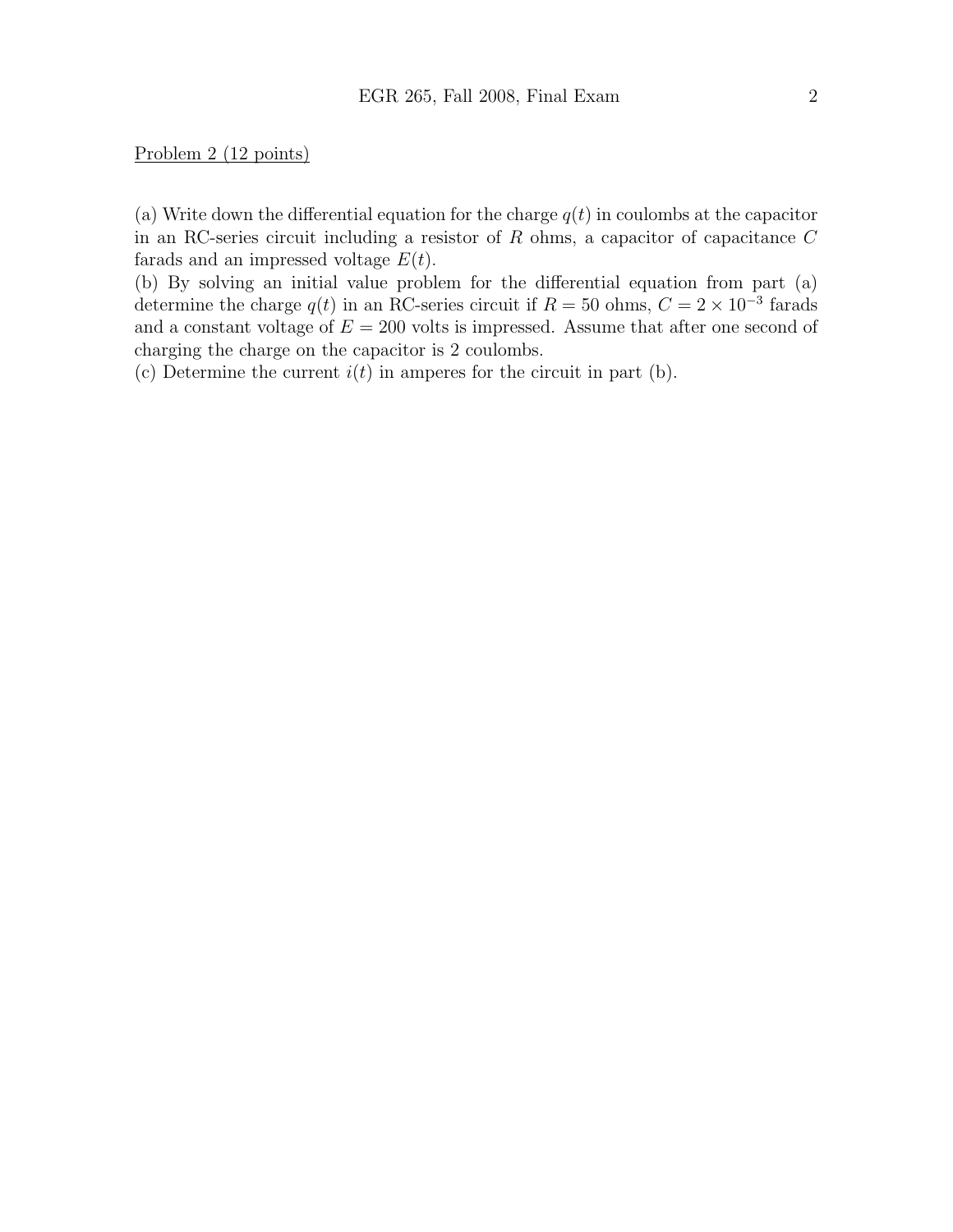Problem 2 (12 points)

(a) Write down the differential equation for the charge $q(t)$ in coulombs at the capacitor in an RC-series circuit including a resistor of $R$ ohms, a capacitor of capacitance $C$ farads and an impressed voltage $E(t)$.

(b) By solving an initial value problem for the differential equation from part (a) determine the charge $q(t)$ in an RC-series circuit if $R = 50$ ohms, $C = 2 \times 10^{-3}$ farads and a constant voltage of $E = 200$ volts is impressed. Assume that after one second of charging the charge on the capacitor is 2 coulombs.

(c) Determine the current $i(t)$ in amperes for the circuit in part (b).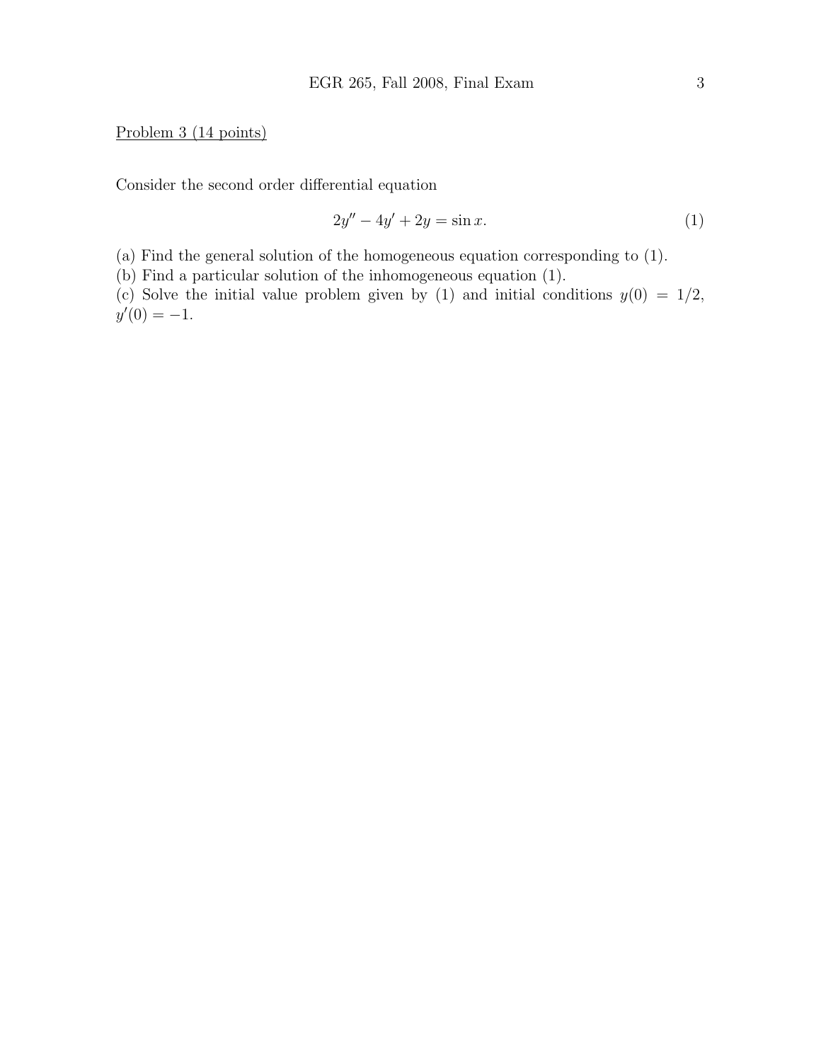Problem 3 (14 points)

Consider the second order differential equation

$$2y'' - 4y' + 2y = \sin x. \tag{1}$$

(a) Find the general solution of the homogeneous equation corresponding to (1).
(b) Find a particular solution of the inhomogeneous equation (1).
(c) Solve the initial value problem given by (1) and initial conditions $y(0) = 1/2$, $y'(0) = -1$.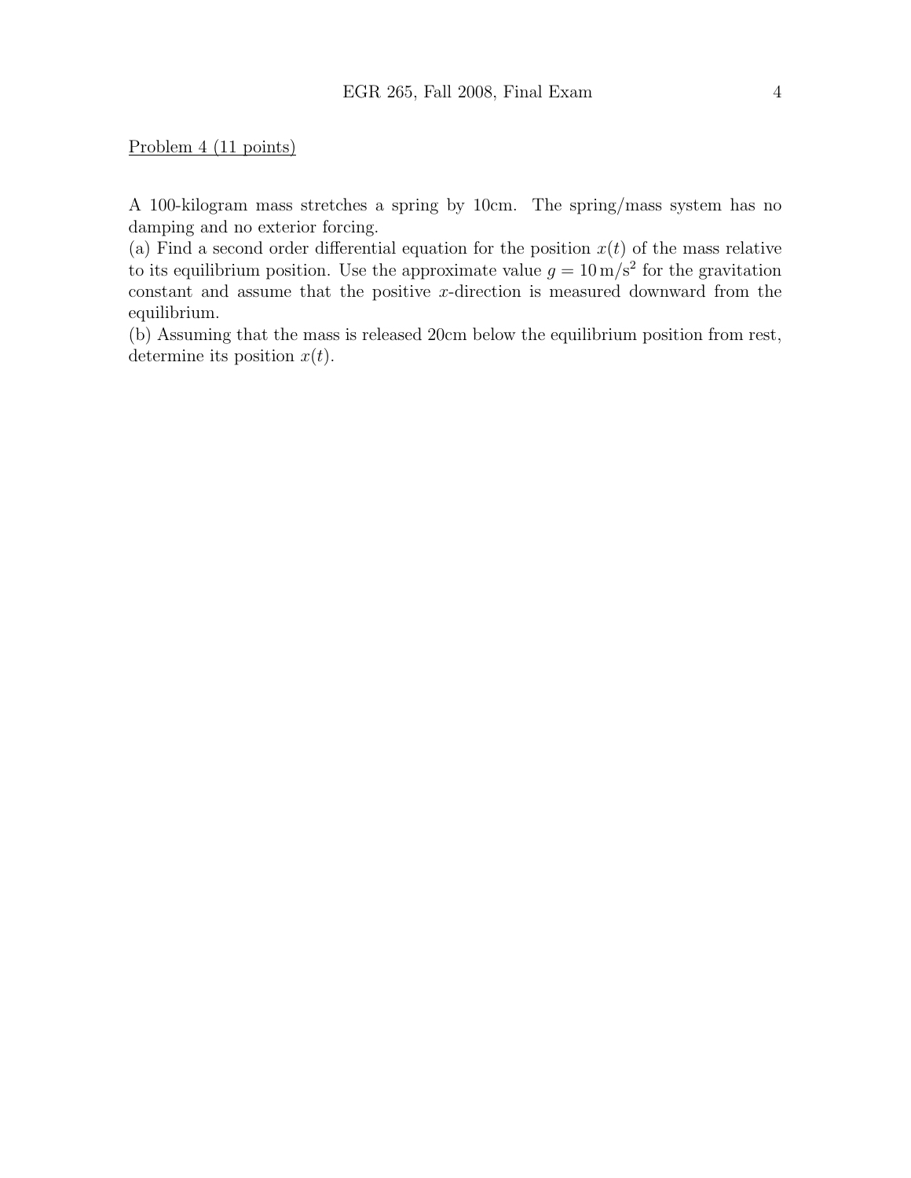Problem 4 (11 points)

A 100-kilogram mass stretches a spring by 10cm. The spring/mass system has no damping and no exterior forcing.

(a) Find a second order differential equation for the position $x(t)$ of the mass relative to its equilibrium position. Use the approximate value $g = 10\,\text{m/s}^2$ for the gravitation constant and assume that the positive $x$-direction is measured downward from the equilibrium.

(b) Assuming that the mass is released 20cm below the equilibrium position from rest, determine its position $x(t)$.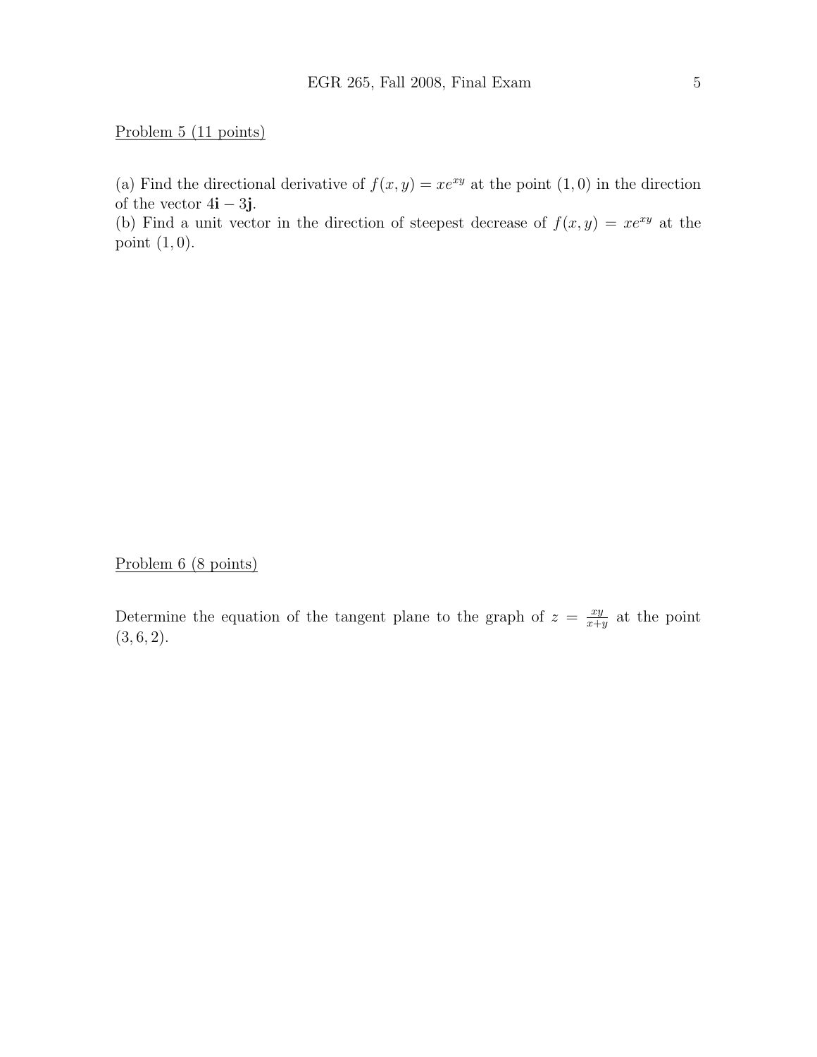Problem 5 (11 points)

(a) Find the directional derivative of $f(x, y) = xe^{xy}$ at the point $(1, 0)$ in the direction of the vector $4\mathbf{i} - 3\mathbf{j}$.
(b) Find a unit vector in the direction of steepest decrease of $f(x, y) = xe^{xy}$ at the point $(1, 0)$.

Problem 6 (8 points)

Determine the equation of the tangent plane to the graph of $z = \frac{xy}{x+y}$ at the point $(3, 6, 2)$.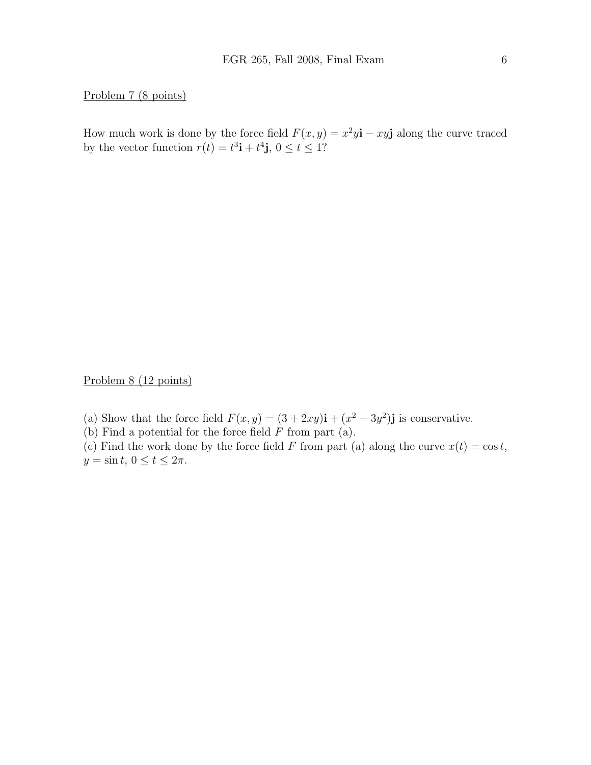Problem 7 (8 points)

How much work is done by the force field $F(x, y) = x^2 y\mathbf{i} - xy\mathbf{j}$ along the curve traced by the vector function $r(t) = t^3\mathbf{i} + t^4\mathbf{j}$, $0 \leq t \leq 1$?

Problem 8 (12 points)

(a) Show that the force field $F(x, y) = (3 + 2xy)\mathbf{i} + (x^2 - 3y^2)\mathbf{j}$ is conservative.
(b) Find a potential for the force field $F$ from part (a).
(c) Find the work done by the force field $F$ from part (a) along the curve $x(t) = \cos t$, $y = \sin t$, $0 \leq t \leq 2\pi$.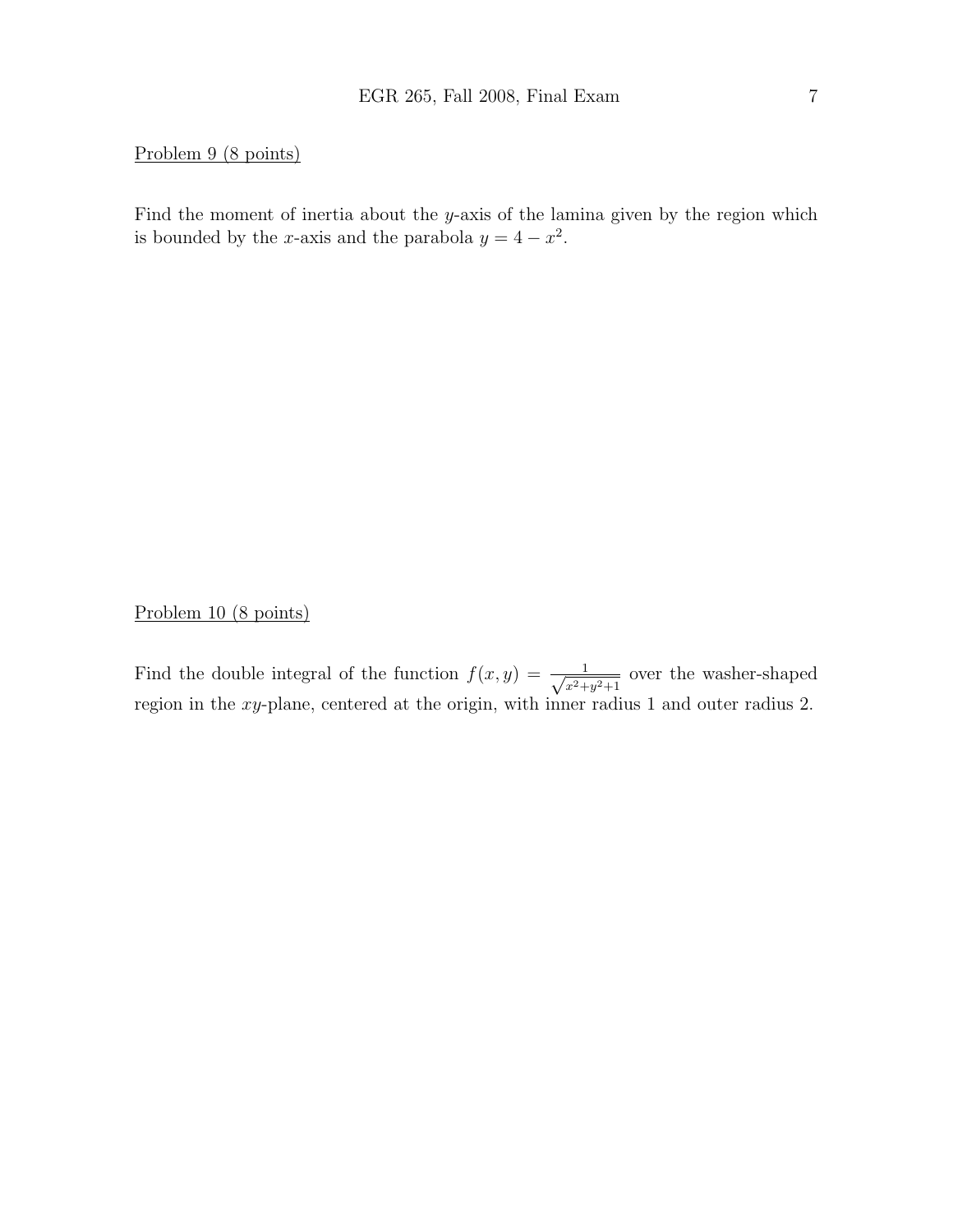Problem 9 (8 points)

Find the moment of inertia about the $y$-axis of the lamina given by the region which is bounded by the $x$-axis and the parabola $y = 4 - x^2$.

Problem 10 (8 points)

Find the double integral of the function $f(x, y) = \frac{1}{\sqrt{x^2+y^2+1}}$ over the washer-shaped region in the $xy$-plane, centered at the origin, with inner radius 1 and outer radius 2.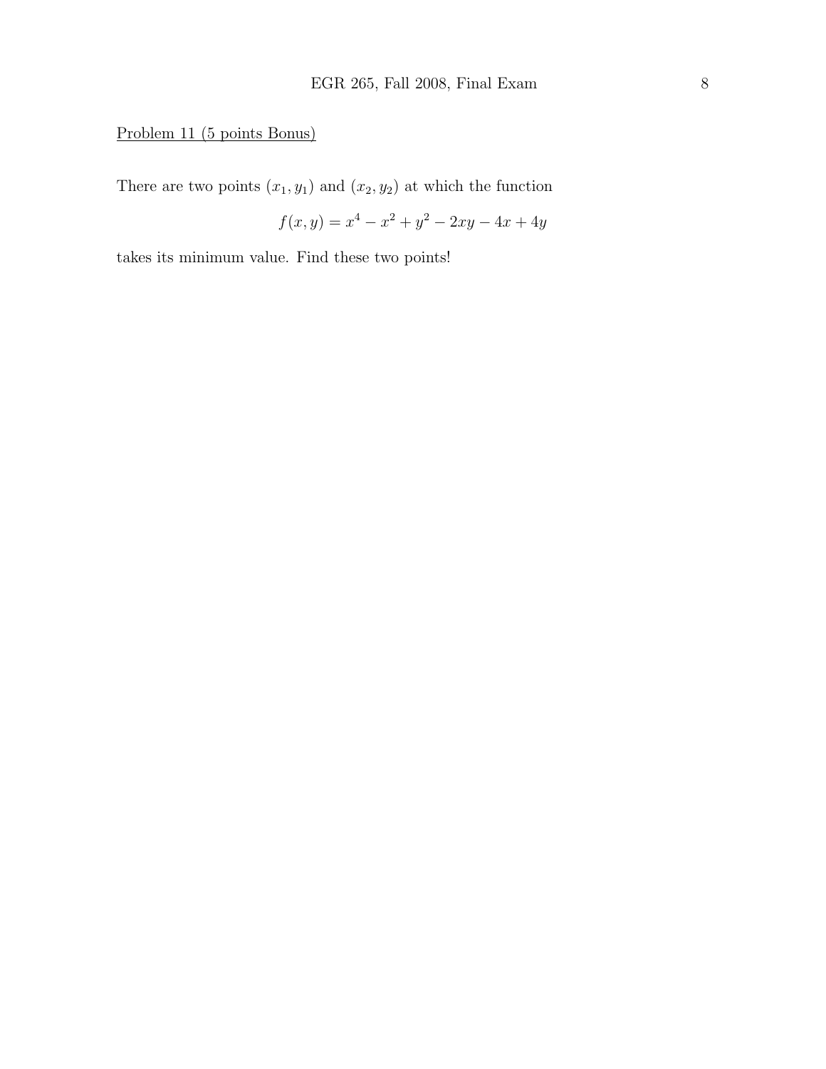Problem 11 (5 points Bonus)

There are two points $(x_1, y_1)$ and $(x_2, y_2)$ at which the function

$$f(x, y) = x^4 - x^2 + y^2 - 2xy - 4x + 4y$$

takes its minimum value. Find these two points!